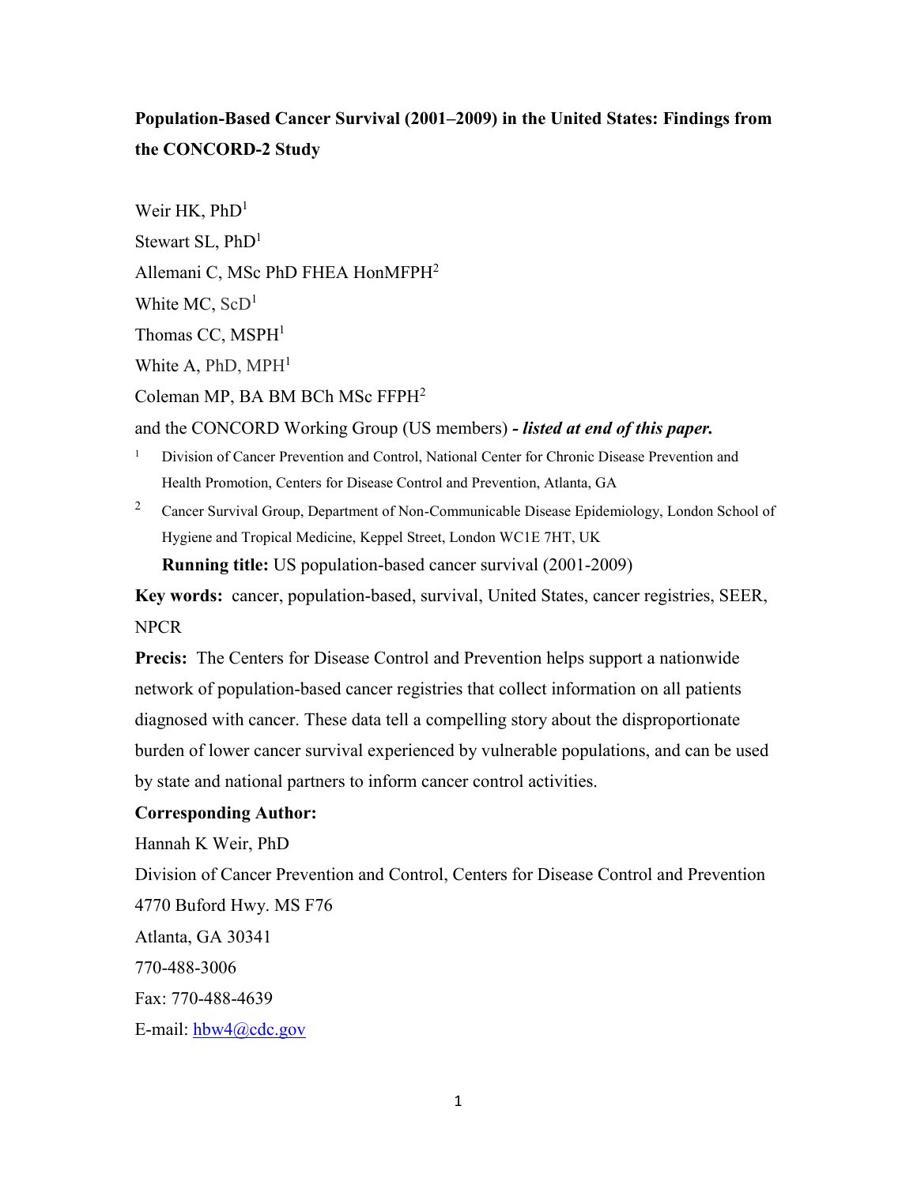# Population-Based Cancer Survival (2001–2009) in the United States: Findings from the CONCORD-2 Study

Weir HK, PhD[1]

Stewart SL, PhD[1]

Allemani C, MSc PhD FHEA HonMFPH[2]

White MC, ScD[1]

Thomas CC, MSPH[1]

White A, PhD, MPH[1]

Coleman MP, BA BM BCh MSc FFPH[2]

and the CONCORD Working Group (US members) ***- listed at end of this paper.***

[1] Division of Cancer Prevention and Control, National Center for Chronic Disease Prevention and Health Promotion, Centers for Disease Control and Prevention, Atlanta, GA

[2] Cancer Survival Group, Department of Non-Communicable Disease Epidemiology, London School of Hygiene and Tropical Medicine, Keppel Street, London WC1E 7HT, UK

**Running title:** US population-based cancer survival (2001-2009)

**Key words:** cancer, population-based, survival, United States, cancer registries, SEER, NPCR

**Precis:** The Centers for Disease Control and Prevention helps support a nationwide network of population-based cancer registries that collect information on all patients diagnosed with cancer. These data tell a compelling story about the disproportionate burden of lower cancer survival experienced by vulnerable populations, and can be used by state and national partners to inform cancer control activities.

**Corresponding Author:**

Hannah K Weir, PhD

Division of Cancer Prevention and Control, Centers for Disease Control and Prevention

4770 Buford Hwy. MS F76

Atlanta, GA 30341

770-488-3006

Fax: 770-488-4639

E-mail: hbw4@cdc.gov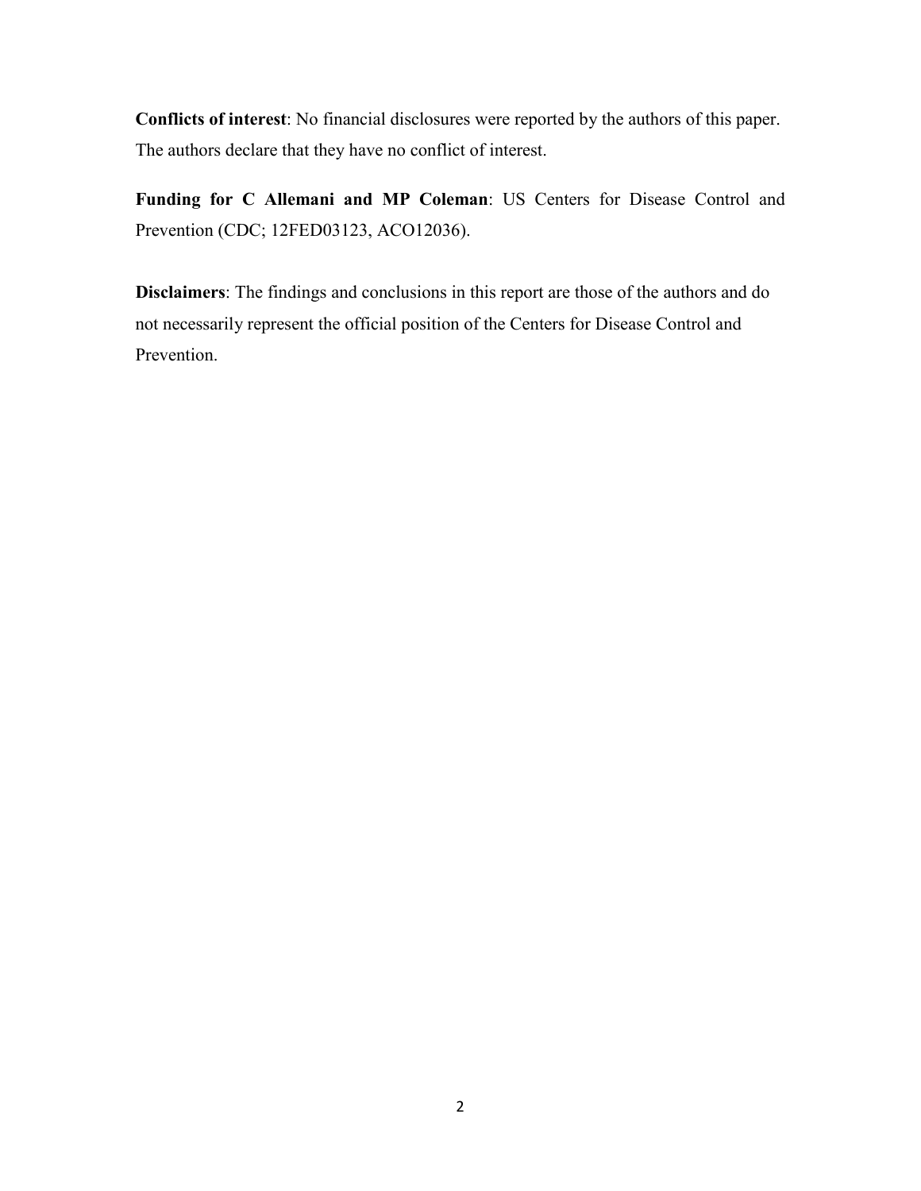**Conflicts of interest**: No financial disclosures were reported by the authors of this paper. The authors declare that they have no conflict of interest.

**Funding for C Allemani and MP Coleman**: US Centers for Disease Control and Prevention (CDC; 12FED03123, ACO12036).

**Disclaimers**: The findings and conclusions in this report are those of the authors and do not necessarily represent the official position of the Centers for Disease Control and Prevention.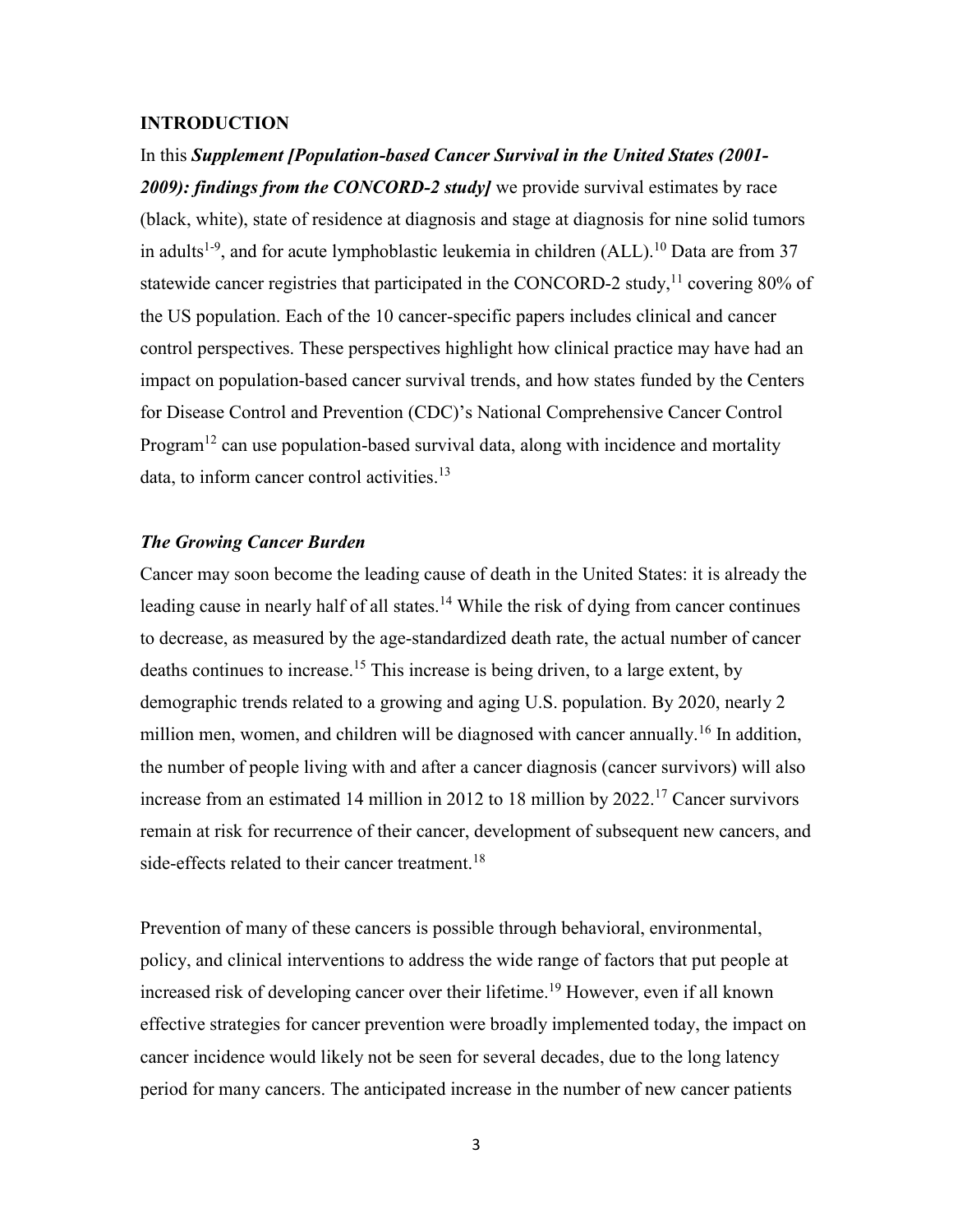## INTRODUCTION

In this ***Supplement [Population-based Cancer Survival in the United States (2001-2009): findings from the CONCORD-2 study]*** we provide survival estimates by race (black, white), state of residence at diagnosis and stage at diagnosis for nine solid tumors in adults[1-9], and for acute lymphoblastic leukemia in children (ALL).[10] Data are from 37 statewide cancer registries that participated in the CONCORD-2 study,[11] covering 80% of the US population. Each of the 10 cancer-specific papers includes clinical and cancer control perspectives. These perspectives highlight how clinical practice may have had an impact on population-based cancer survival trends, and how states funded by the Centers for Disease Control and Prevention (CDC)'s National Comprehensive Cancer Control Program[12] can use population-based survival data, along with incidence and mortality data, to inform cancer control activities.[13]

### *The Growing Cancer Burden*

Cancer may soon become the leading cause of death in the United States: it is already the leading cause in nearly half of all states.[14] While the risk of dying from cancer continues to decrease, as measured by the age-standardized death rate, the actual number of cancer deaths continues to increase.[15] This increase is being driven, to a large extent, by demographic trends related to a growing and aging U.S. population. By 2020, nearly 2 million men, women, and children will be diagnosed with cancer annually.[16] In addition, the number of people living with and after a cancer diagnosis (cancer survivors) will also increase from an estimated 14 million in 2012 to 18 million by 2022.[17] Cancer survivors remain at risk for recurrence of their cancer, development of subsequent new cancers, and side-effects related to their cancer treatment.[18]

Prevention of many of these cancers is possible through behavioral, environmental, policy, and clinical interventions to address the wide range of factors that put people at increased risk of developing cancer over their lifetime.[19] However, even if all known effective strategies for cancer prevention were broadly implemented today, the impact on cancer incidence would likely not be seen for several decades, due to the long latency period for many cancers. The anticipated increase in the number of new cancer patients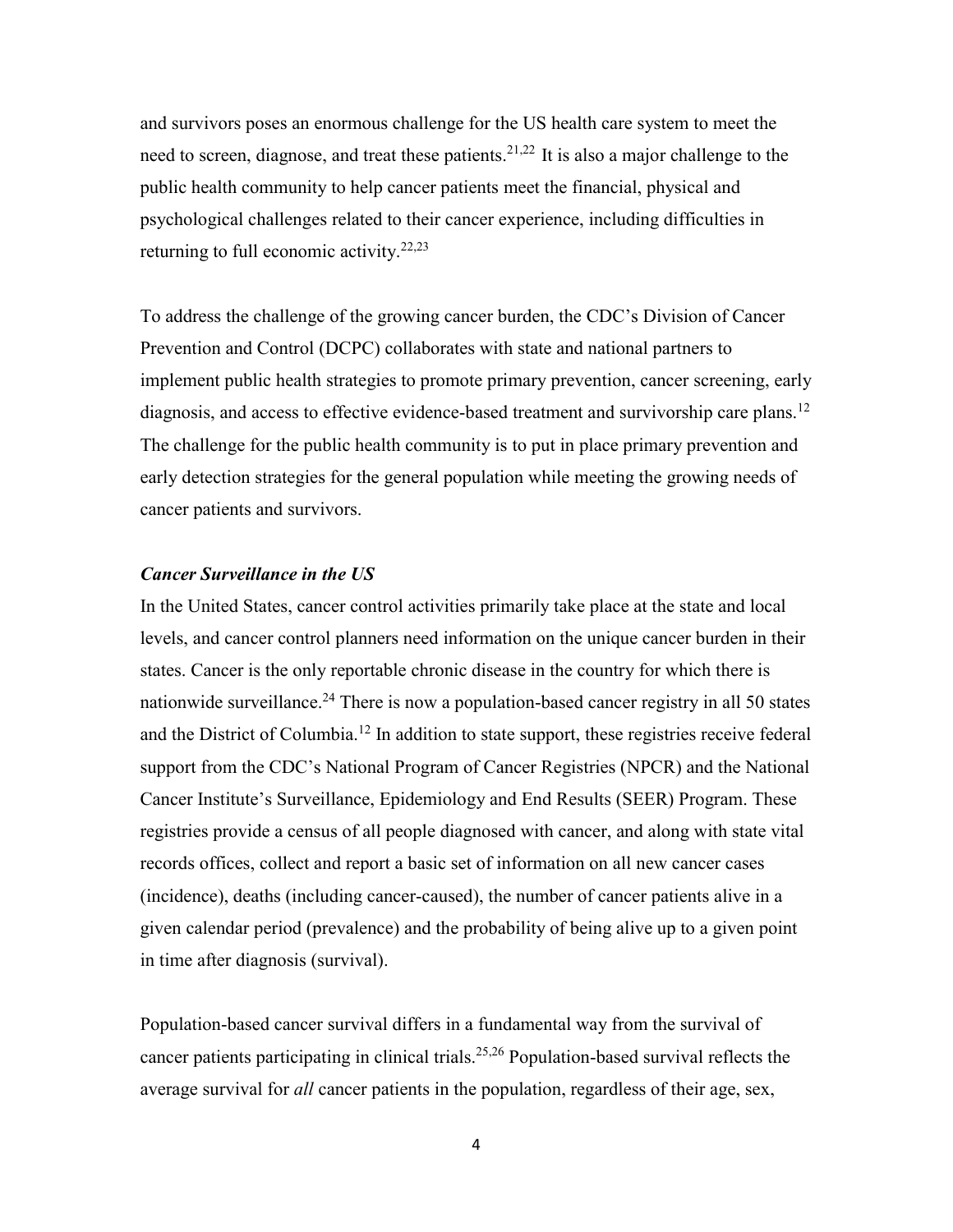and survivors poses an enormous challenge for the US health care system to meet the need to screen, diagnose, and treat these patients.[21,22] It is also a major challenge to the public health community to help cancer patients meet the financial, physical and psychological challenges related to their cancer experience, including difficulties in returning to full economic activity.[22,23]

To address the challenge of the growing cancer burden, the CDC's Division of Cancer Prevention and Control (DCPC) collaborates with state and national partners to implement public health strategies to promote primary prevention, cancer screening, early diagnosis, and access to effective evidence-based treatment and survivorship care plans.[12] The challenge for the public health community is to put in place primary prevention and early detection strategies for the general population while meeting the growing needs of cancer patients and survivors.

***Cancer Surveillance in the US***

In the United States, cancer control activities primarily take place at the state and local levels, and cancer control planners need information on the unique cancer burden in their states. Cancer is the only reportable chronic disease in the country for which there is nationwide surveillance.[24] There is now a population-based cancer registry in all 50 states and the District of Columbia.[12] In addition to state support, these registries receive federal support from the CDC's National Program of Cancer Registries (NPCR) and the National Cancer Institute's Surveillance, Epidemiology and End Results (SEER) Program. These registries provide a census of all people diagnosed with cancer, and along with state vital records offices, collect and report a basic set of information on all new cancer cases (incidence), deaths (including cancer-caused), the number of cancer patients alive in a given calendar period (prevalence) and the probability of being alive up to a given point in time after diagnosis (survival).

Population-based cancer survival differs in a fundamental way from the survival of cancer patients participating in clinical trials.[25,26] Population-based survival reflects the average survival for *all* cancer patients in the population, regardless of their age, sex,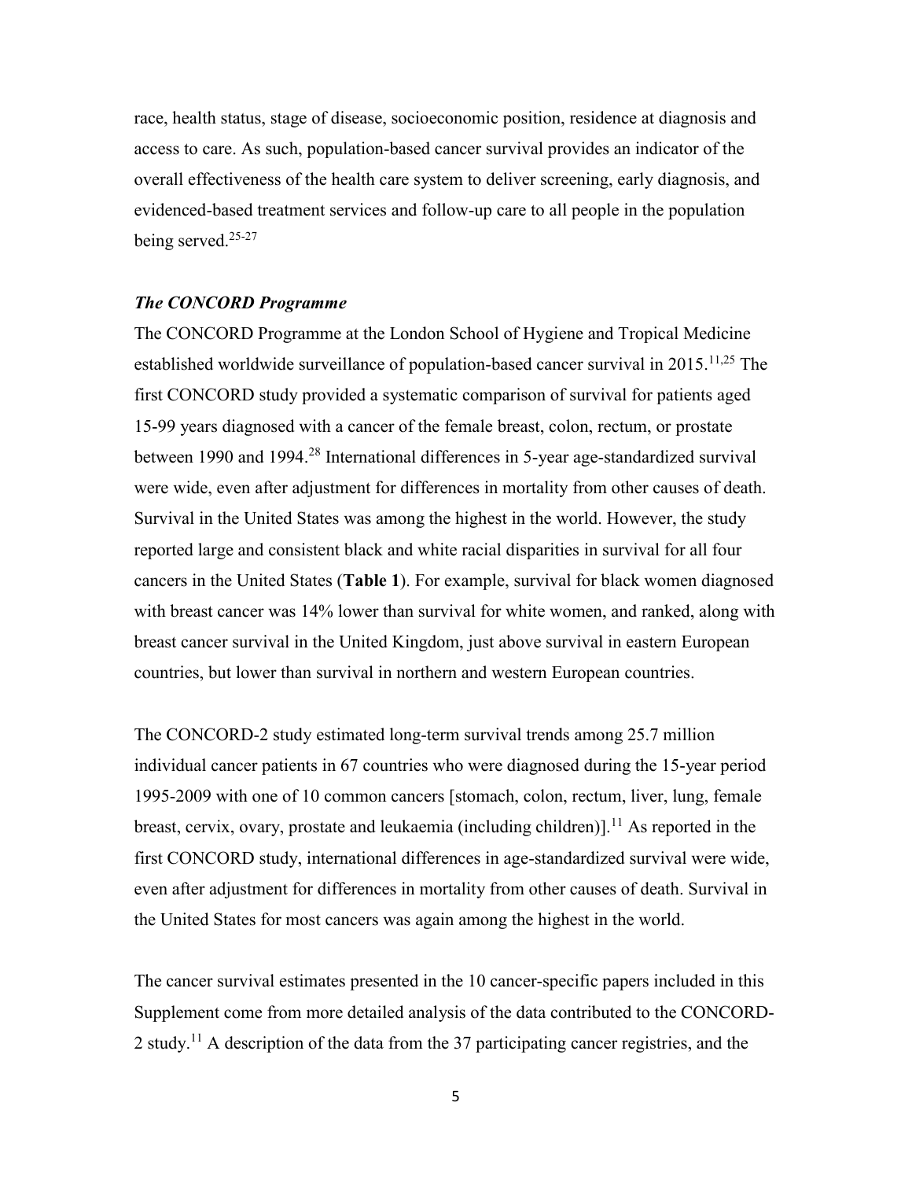race, health status, stage of disease, socioeconomic position, residence at diagnosis and access to care. As such, population-based cancer survival provides an indicator of the overall effectiveness of the health care system to deliver screening, early diagnosis, and evidenced-based treatment services and follow-up care to all people in the population being served.[25-27]

### *The CONCORD Programme*

The CONCORD Programme at the London School of Hygiene and Tropical Medicine established worldwide surveillance of population-based cancer survival in 2015.[11,25] The first CONCORD study provided a systematic comparison of survival for patients aged 15-99 years diagnosed with a cancer of the female breast, colon, rectum, or prostate between 1990 and 1994.[28] International differences in 5-year age-standardized survival were wide, even after adjustment for differences in mortality from other causes of death. Survival in the United States was among the highest in the world. However, the study reported large and consistent black and white racial disparities in survival for all four cancers in the United States (**Table 1**). For example, survival for black women diagnosed with breast cancer was 14% lower than survival for white women, and ranked, along with breast cancer survival in the United Kingdom, just above survival in eastern European countries, but lower than survival in northern and western European countries.

The CONCORD-2 study estimated long-term survival trends among 25.7 million individual cancer patients in 67 countries who were diagnosed during the 15-year period 1995-2009 with one of 10 common cancers [stomach, colon, rectum, liver, lung, female breast, cervix, ovary, prostate and leukaemia (including children)].[11] As reported in the first CONCORD study, international differences in age-standardized survival were wide, even after adjustment for differences in mortality from other causes of death. Survival in the United States for most cancers was again among the highest in the world.

The cancer survival estimates presented in the 10 cancer-specific papers included in this Supplement come from more detailed analysis of the data contributed to the CONCORD-2 study.[11] A description of the data from the 37 participating cancer registries, and the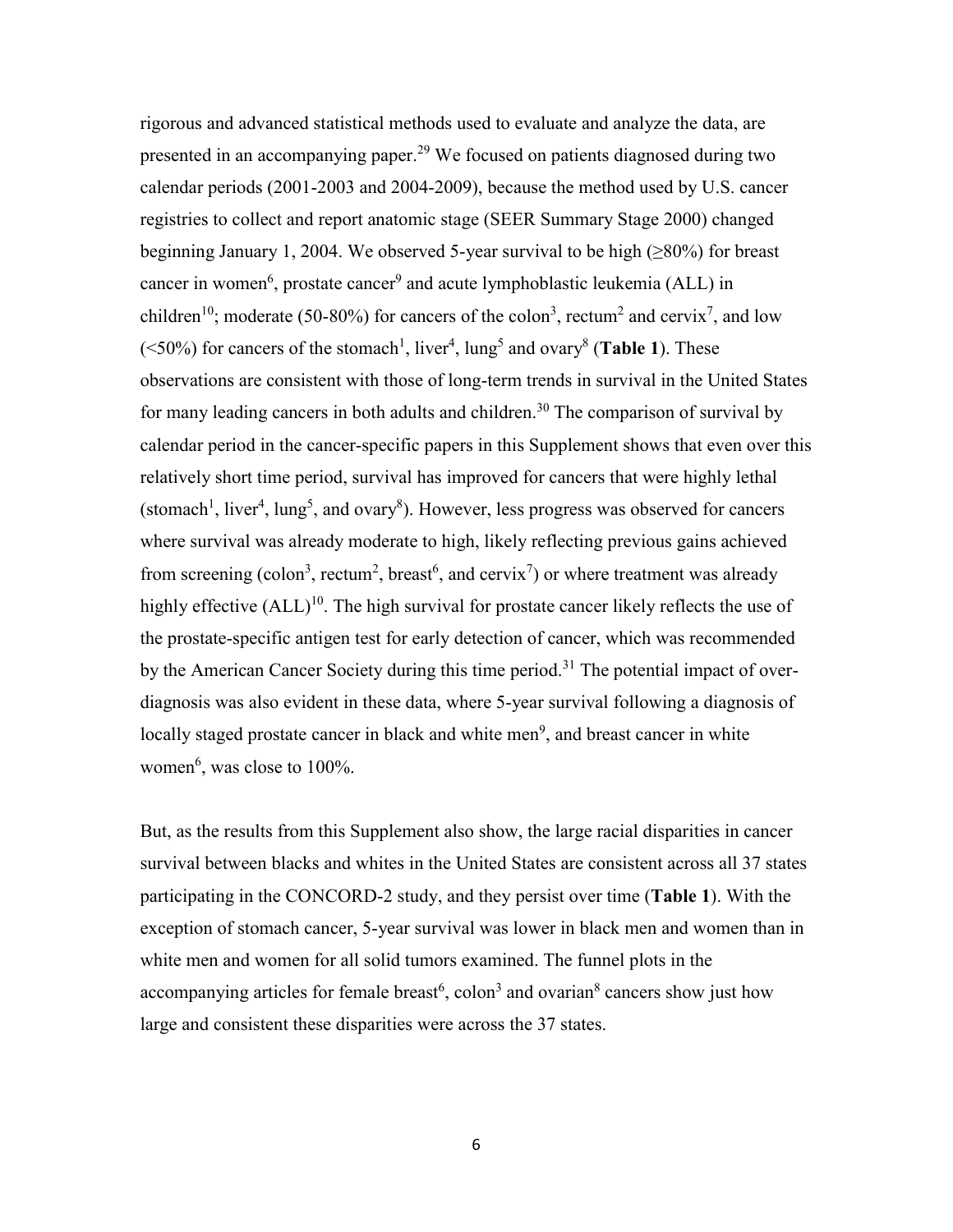rigorous and advanced statistical methods used to evaluate and analyze the data, are presented in an accompanying paper.[29] We focused on patients diagnosed during two calendar periods (2001-2003 and 2004-2009), because the method used by U.S. cancer registries to collect and report anatomic stage (SEER Summary Stage 2000) changed beginning January 1, 2004. We observed 5-year survival to be high (≥80%) for breast cancer in women[6], prostate cancer[9] and acute lymphoblastic leukemia (ALL) in children[10]; moderate (50-80%) for cancers of the colon[3], rectum[2] and cervix[7], and low (<50%) for cancers of the stomach[1], liver[4], lung[5] and ovary[8] (**Table 1**). These observations are consistent with those of long-term trends in survival in the United States for many leading cancers in both adults and children.[30] The comparison of survival by calendar period in the cancer-specific papers in this Supplement shows that even over this relatively short time period, survival has improved for cancers that were highly lethal (stomach[1], liver[4], lung[5], and ovary[8]). However, less progress was observed for cancers where survival was already moderate to high, likely reflecting previous gains achieved from screening (colon[3], rectum[2], breast[6], and cervix[7]) or where treatment was already highly effective (ALL)[10]. The high survival for prostate cancer likely reflects the use of the prostate-specific antigen test for early detection of cancer, which was recommended by the American Cancer Society during this time period.[31] The potential impact of over-diagnosis was also evident in these data, where 5-year survival following a diagnosis of locally staged prostate cancer in black and white men[9], and breast cancer in white women[6], was close to 100%.

But, as the results from this Supplement also show, the large racial disparities in cancer survival between blacks and whites in the United States are consistent across all 37 states participating in the CONCORD-2 study, and they persist over time (**Table 1**). With the exception of stomach cancer, 5-year survival was lower in black men and women than in white men and women for all solid tumors examined. The funnel plots in the accompanying articles for female breast[6], colon[3] and ovarian[8] cancers show just how large and consistent these disparities were across the 37 states.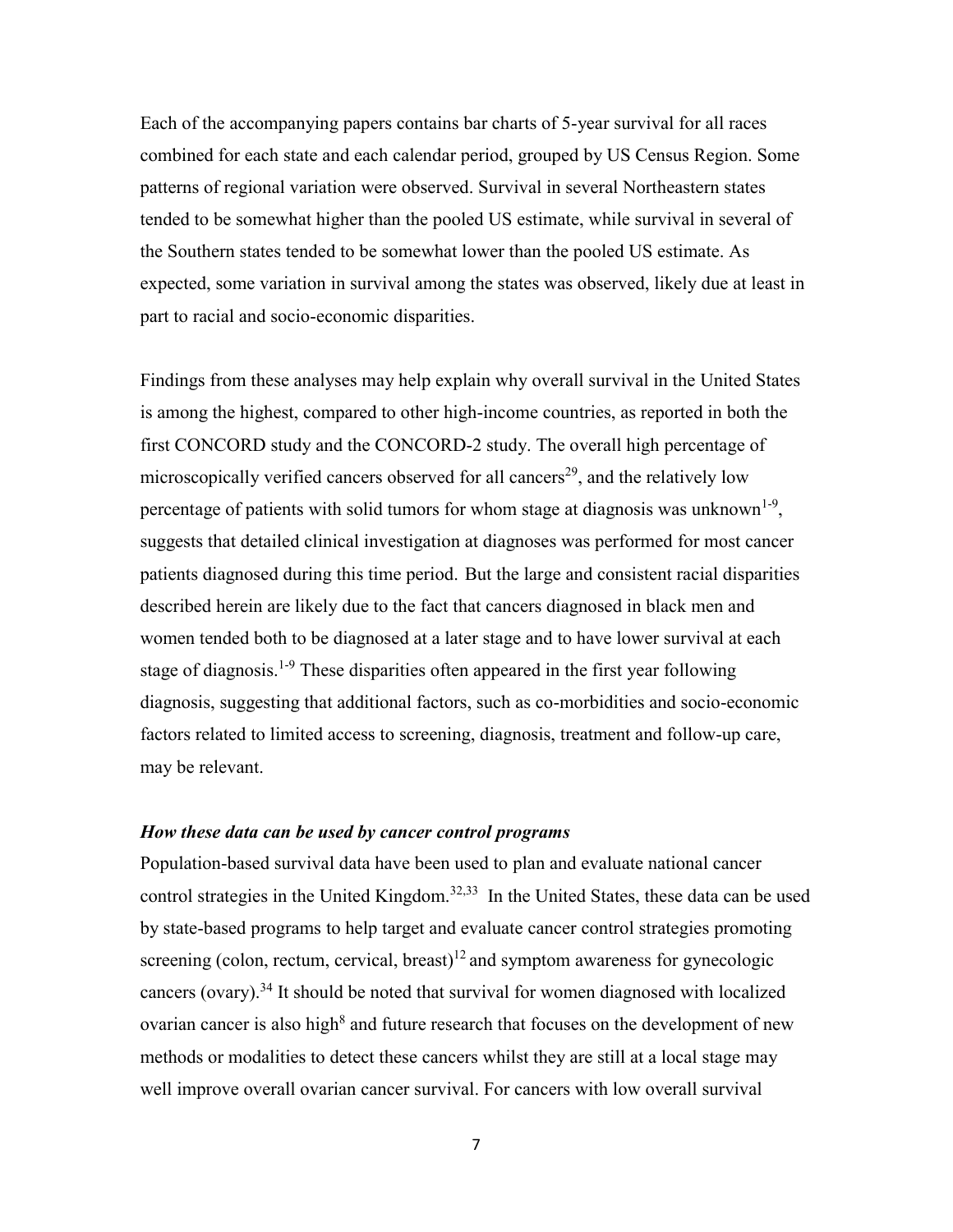Each of the accompanying papers contains bar charts of 5-year survival for all races combined for each state and each calendar period, grouped by US Census Region. Some patterns of regional variation were observed. Survival in several Northeastern states tended to be somewhat higher than the pooled US estimate, while survival in several of the Southern states tended to be somewhat lower than the pooled US estimate. As expected, some variation in survival among the states was observed, likely due at least in part to racial and socio-economic disparities.

Findings from these analyses may help explain why overall survival in the United States is among the highest, compared to other high-income countries, as reported in both the first CONCORD study and the CONCORD-2 study. The overall high percentage of microscopically verified cancers observed for all cancers[29], and the relatively low percentage of patients with solid tumors for whom stage at diagnosis was unknown[1-9], suggests that detailed clinical investigation at diagnoses was performed for most cancer patients diagnosed during this time period. But the large and consistent racial disparities described herein are likely due to the fact that cancers diagnosed in black men and women tended both to be diagnosed at a later stage and to have lower survival at each stage of diagnosis.[1-9] These disparities often appeared in the first year following diagnosis, suggesting that additional factors, such as co-morbidities and socio-economic factors related to limited access to screening, diagnosis, treatment and follow-up care, may be relevant.

### *How these data can be used by cancer control programs*

Population-based survival data have been used to plan and evaluate national cancer control strategies in the United Kingdom.[32,33] In the United States, these data can be used by state-based programs to help target and evaluate cancer control strategies promoting screening (colon, rectum, cervical, breast)[12] and symptom awareness for gynecologic cancers (ovary).[34] It should be noted that survival for women diagnosed with localized ovarian cancer is also high[8] and future research that focuses on the development of new methods or modalities to detect these cancers whilst they are still at a local stage may well improve overall ovarian cancer survival. For cancers with low overall survival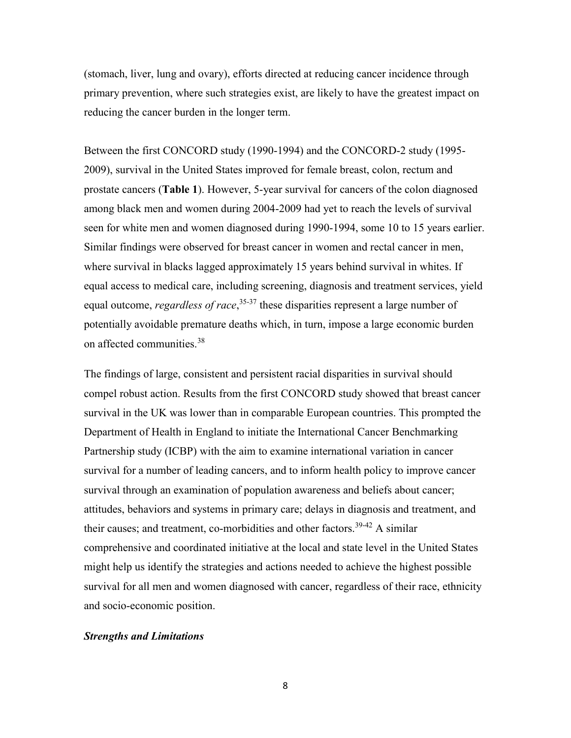(stomach, liver, lung and ovary), efforts directed at reducing cancer incidence through primary prevention, where such strategies exist, are likely to have the greatest impact on reducing the cancer burden in the longer term.

Between the first CONCORD study (1990-1994) and the CONCORD-2 study (1995-2009), survival in the United States improved for female breast, colon, rectum and prostate cancers (**Table 1**). However, 5-year survival for cancers of the colon diagnosed among black men and women during 2004-2009 had yet to reach the levels of survival seen for white men and women diagnosed during 1990-1994, some 10 to 15 years earlier. Similar findings were observed for breast cancer in women and rectal cancer in men, where survival in blacks lagged approximately 15 years behind survival in whites. If equal access to medical care, including screening, diagnosis and treatment services, yield equal outcome, *regardless of race*,[35-37] these disparities represent a large number of potentially avoidable premature deaths which, in turn, impose a large economic burden on affected communities.[38]

The findings of large, consistent and persistent racial disparities in survival should compel robust action. Results from the first CONCORD study showed that breast cancer survival in the UK was lower than in comparable European countries. This prompted the Department of Health in England to initiate the International Cancer Benchmarking Partnership study (ICBP) with the aim to examine international variation in cancer survival for a number of leading cancers, and to inform health policy to improve cancer survival through an examination of population awareness and beliefs about cancer; attitudes, behaviors and systems in primary care; delays in diagnosis and treatment, and their causes; and treatment, co-morbidities and other factors.[39-42] A similar comprehensive and coordinated initiative at the local and state level in the United States might help us identify the strategies and actions needed to achieve the highest possible survival for all men and women diagnosed with cancer, regardless of their race, ethnicity and socio-economic position.

### *Strengths and Limitations*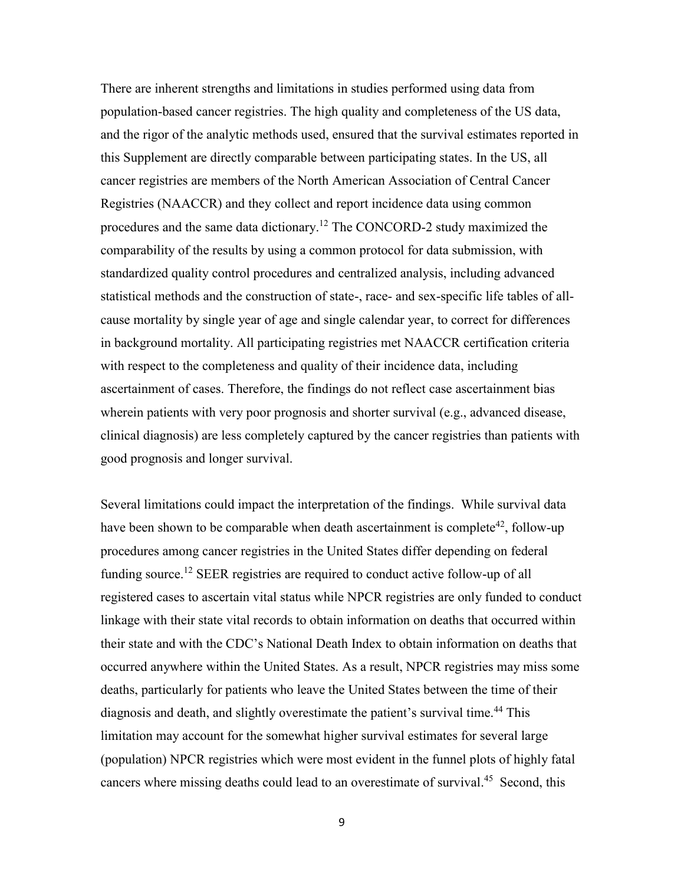There are inherent strengths and limitations in studies performed using data from population-based cancer registries. The high quality and completeness of the US data, and the rigor of the analytic methods used, ensured that the survival estimates reported in this Supplement are directly comparable between participating states. In the US, all cancer registries are members of the North American Association of Central Cancer Registries (NAACCR) and they collect and report incidence data using common procedures and the same data dictionary.[12] The CONCORD-2 study maximized the comparability of the results by using a common protocol for data submission, with standardized quality control procedures and centralized analysis, including advanced statistical methods and the construction of state-, race- and sex-specific life tables of all-cause mortality by single year of age and single calendar year, to correct for differences in background mortality. All participating registries met NAACCR certification criteria with respect to the completeness and quality of their incidence data, including ascertainment of cases. Therefore, the findings do not reflect case ascertainment bias wherein patients with very poor prognosis and shorter survival (e.g., advanced disease, clinical diagnosis) are less completely captured by the cancer registries than patients with good prognosis and longer survival.

Several limitations could impact the interpretation of the findings. While survival data have been shown to be comparable when death ascertainment is complete[42], follow-up procedures among cancer registries in the United States differ depending on federal funding source.[12] SEER registries are required to conduct active follow-up of all registered cases to ascertain vital status while NPCR registries are only funded to conduct linkage with their state vital records to obtain information on deaths that occurred within their state and with the CDC's National Death Index to obtain information on deaths that occurred anywhere within the United States. As a result, NPCR registries may miss some deaths, particularly for patients who leave the United States between the time of their diagnosis and death, and slightly overestimate the patient's survival time.[44] This limitation may account for the somewhat higher survival estimates for several large (population) NPCR registries which were most evident in the funnel plots of highly fatal cancers where missing deaths could lead to an overestimate of survival.[45] Second, this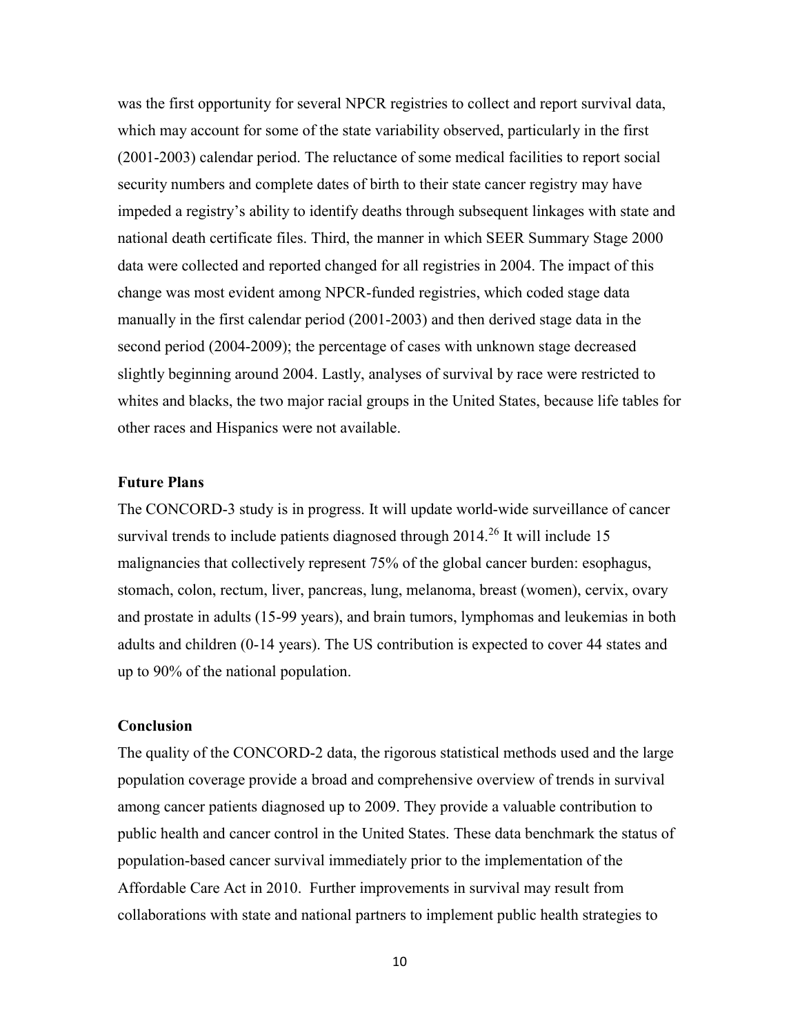was the first opportunity for several NPCR registries to collect and report survival data, which may account for some of the state variability observed, particularly in the first (2001-2003) calendar period. The reluctance of some medical facilities to report social security numbers and complete dates of birth to their state cancer registry may have impeded a registry's ability to identify deaths through subsequent linkages with state and national death certificate files. Third, the manner in which SEER Summary Stage 2000 data were collected and reported changed for all registries in 2004. The impact of this change was most evident among NPCR-funded registries, which coded stage data manually in the first calendar period (2001-2003) and then derived stage data in the second period (2004-2009); the percentage of cases with unknown stage decreased slightly beginning around 2004. Lastly, analyses of survival by race were restricted to whites and blacks, the two major racial groups in the United States, because life tables for other races and Hispanics were not available.

### Future Plans

The CONCORD-3 study is in progress. It will update world-wide surveillance of cancer survival trends to include patients diagnosed through 2014.[26] It will include 15 malignancies that collectively represent 75% of the global cancer burden: esophagus, stomach, colon, rectum, liver, pancreas, lung, melanoma, breast (women), cervix, ovary and prostate in adults (15-99 years), and brain tumors, lymphomas and leukemias in both adults and children (0-14 years). The US contribution is expected to cover 44 states and up to 90% of the national population.

### Conclusion

The quality of the CONCORD-2 data, the rigorous statistical methods used and the large population coverage provide a broad and comprehensive overview of trends in survival among cancer patients diagnosed up to 2009. They provide a valuable contribution to public health and cancer control in the United States. These data benchmark the status of population-based cancer survival immediately prior to the implementation of the Affordable Care Act in 2010. Further improvements in survival may result from collaborations with state and national partners to implement public health strategies to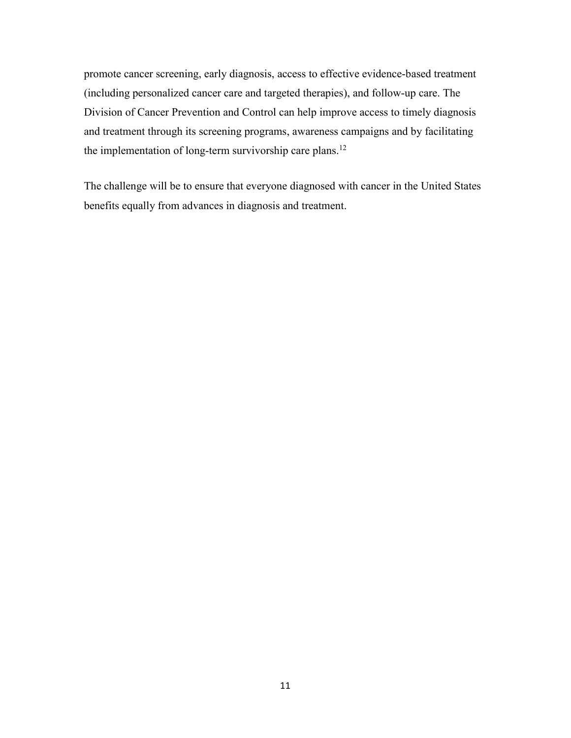promote cancer screening, early diagnosis, access to effective evidence-based treatment (including personalized cancer care and targeted therapies), and follow-up care. The Division of Cancer Prevention and Control can help improve access to timely diagnosis and treatment through its screening programs, awareness campaigns and by facilitating the implementation of long-term survivorship care plans.[12]

The challenge will be to ensure that everyone diagnosed with cancer in the United States benefits equally from advances in diagnosis and treatment.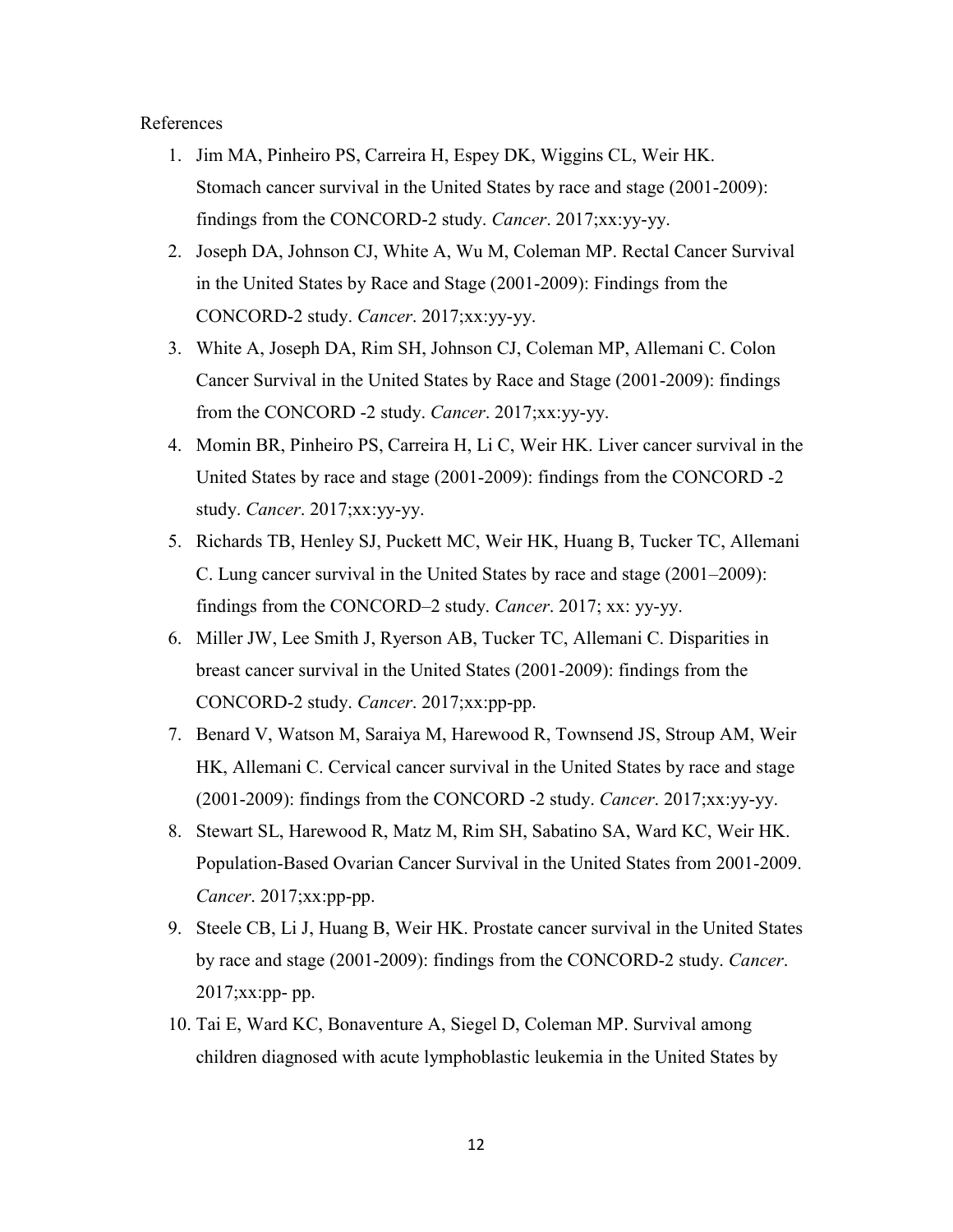References

1. Jim MA, Pinheiro PS, Carreira H, Espey DK, Wiggins CL, Weir HK. Stomach cancer survival in the United States by race and stage (2001-2009): findings from the CONCORD-2 study. *Cancer*. 2017;xx:yy-yy.
2. Joseph DA, Johnson CJ, White A, Wu M, Coleman MP. Rectal Cancer Survival in the United States by Race and Stage (2001-2009): Findings from the CONCORD-2 study. *Cancer*. 2017;xx:yy-yy.
3. White A, Joseph DA, Rim SH, Johnson CJ, Coleman MP, Allemani C. Colon Cancer Survival in the United States by Race and Stage (2001-2009): findings from the CONCORD -2 study. *Cancer*. 2017;xx:yy-yy.
4. Momin BR, Pinheiro PS, Carreira H, Li C, Weir HK. Liver cancer survival in the United States by race and stage (2001-2009): findings from the CONCORD -2 study. *Cancer*. 2017;xx:yy-yy.
5. Richards TB, Henley SJ, Puckett MC, Weir HK, Huang B, Tucker TC, Allemani C. Lung cancer survival in the United States by race and stage (2001–2009): findings from the CONCORD–2 study. *Cancer*. 2017; xx: yy-yy.
6. Miller JW, Lee Smith J, Ryerson AB, Tucker TC, Allemani C. Disparities in breast cancer survival in the United States (2001-2009): findings from the CONCORD-2 study. *Cancer*. 2017;xx:pp-pp.
7. Benard V, Watson M, Saraiya M, Harewood R, Townsend JS, Stroup AM, Weir HK, Allemani C. Cervical cancer survival in the United States by race and stage (2001-2009): findings from the CONCORD -2 study. *Cancer*. 2017;xx:yy-yy.
8. Stewart SL, Harewood R, Matz M, Rim SH, Sabatino SA, Ward KC, Weir HK. Population-Based Ovarian Cancer Survival in the United States from 2001-2009. *Cancer*. 2017;xx:pp-pp.
9. Steele CB, Li J, Huang B, Weir HK. Prostate cancer survival in the United States by race and stage (2001-2009): findings from the CONCORD-2 study. *Cancer*. 2017;xx:pp- pp.
10. Tai E, Ward KC, Bonaventure A, Siegel D, Coleman MP. Survival among children diagnosed with acute lymphoblastic leukemia in the United States by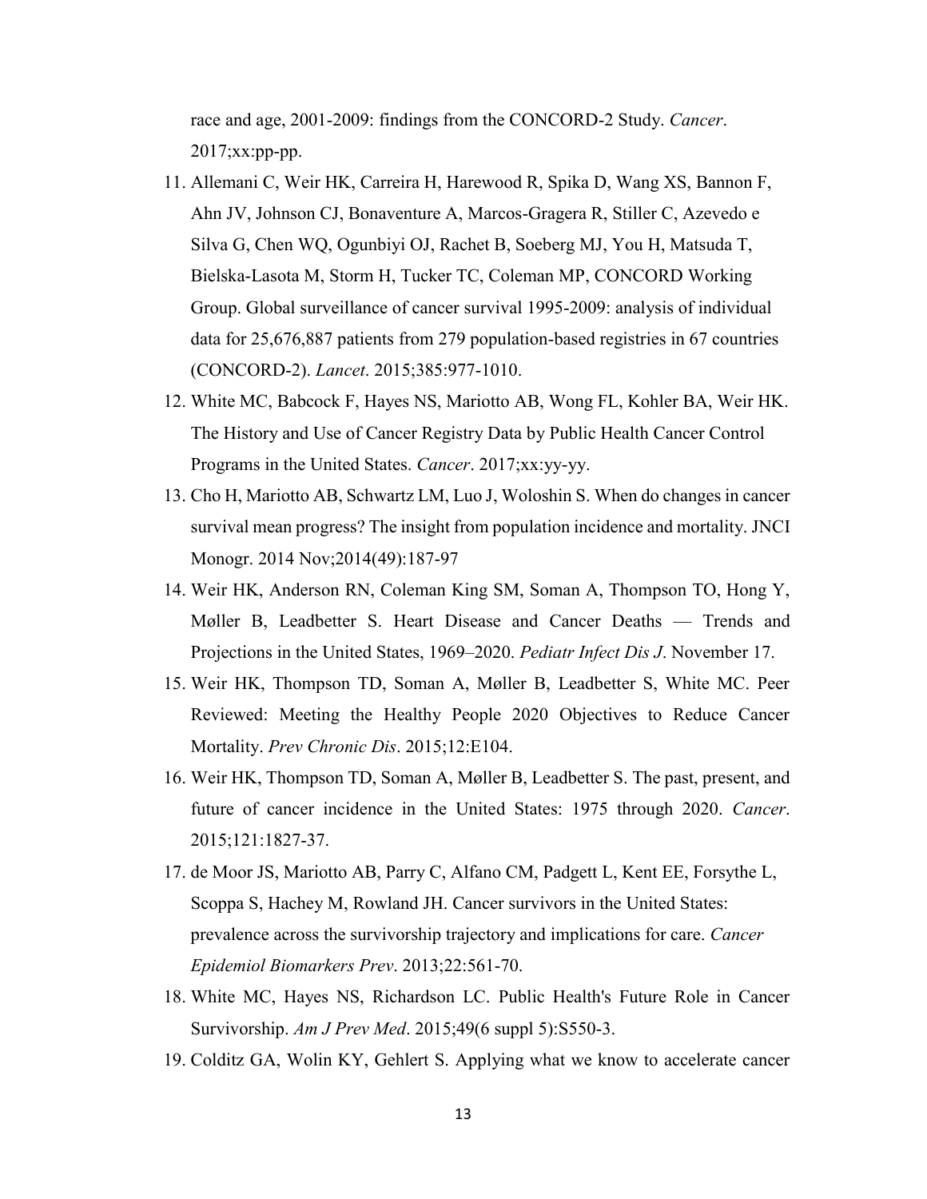race and age, 2001-2009: findings from the CONCORD-2 Study. *Cancer*. 2017;xx:pp-pp.

11. Allemani C, Weir HK, Carreira H, Harewood R, Spika D, Wang XS, Bannon F, Ahn JV, Johnson CJ, Bonaventure A, Marcos-Gragera R, Stiller C, Azevedo e Silva G, Chen WQ, Ogunbiyi OJ, Rachet B, Soeberg MJ, You H, Matsuda T, Bielska-Lasota M, Storm H, Tucker TC, Coleman MP, CONCORD Working Group. Global surveillance of cancer survival 1995-2009: analysis of individual data for 25,676,887 patients from 279 population-based registries in 67 countries (CONCORD-2). *Lancet*. 2015;385:977-1010.
12. White MC, Babcock F, Hayes NS, Mariotto AB, Wong FL, Kohler BA, Weir HK. The History and Use of Cancer Registry Data by Public Health Cancer Control Programs in the United States. *Cancer*. 2017;xx:yy-yy.
13. Cho H, Mariotto AB, Schwartz LM, Luo J, Woloshin S. When do changes in cancer survival mean progress? The insight from population incidence and mortality. JNCI Monogr. 2014 Nov;2014(49):187-97
14. Weir HK, Anderson RN, Coleman King SM, Soman A, Thompson TO, Hong Y, Møller B, Leadbetter S. Heart Disease and Cancer Deaths — Trends and Projections in the United States, 1969–2020. *Pediatr Infect Dis J*. November 17.
15. Weir HK, Thompson TD, Soman A, Møller B, Leadbetter S, White MC. Peer Reviewed: Meeting the Healthy People 2020 Objectives to Reduce Cancer Mortality. *Prev Chronic Dis*. 2015;12:E104.
16. Weir HK, Thompson TD, Soman A, Møller B, Leadbetter S. The past, present, and future of cancer incidence in the United States: 1975 through 2020. *Cancer*. 2015;121:1827-37.
17. de Moor JS, Mariotto AB, Parry C, Alfano CM, Padgett L, Kent EE, Forsythe L, Scoppa S, Hachey M, Rowland JH. Cancer survivors in the United States: prevalence across the survivorship trajectory and implications for care. *Cancer Epidemiol Biomarkers Prev*. 2013;22:561-70.
18. White MC, Hayes NS, Richardson LC. Public Health's Future Role in Cancer Survivorship. *Am J Prev Med*. 2015;49(6 suppl 5):S550-3.
19. Colditz GA, Wolin KY, Gehlert S. Applying what we know to accelerate cancer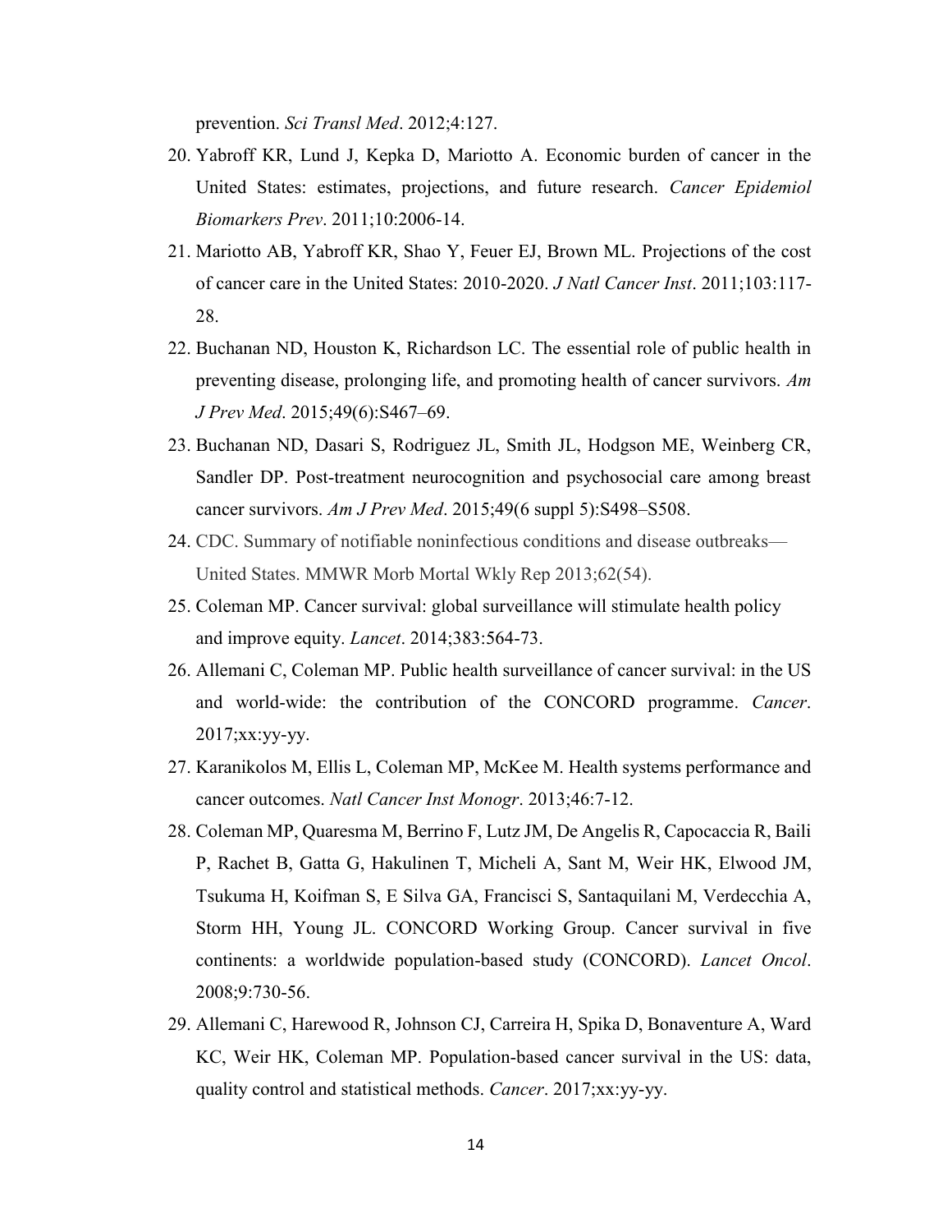prevention. *Sci Transl Med*. 2012;4:127.

20. Yabroff KR, Lund J, Kepka D, Mariotto A. Economic burden of cancer in the United States: estimates, projections, and future research. *Cancer Epidemiol Biomarkers Prev*. 2011;10:2006-14.
21. Mariotto AB, Yabroff KR, Shao Y, Feuer EJ, Brown ML. Projections of the cost of cancer care in the United States: 2010-2020. *J Natl Cancer Inst*. 2011;103:117-28.
22. Buchanan ND, Houston K, Richardson LC. The essential role of public health in preventing disease, prolonging life, and promoting health of cancer survivors. *Am J Prev Med*. 2015;49(6):S467–69.
23. Buchanan ND, Dasari S, Rodriguez JL, Smith JL, Hodgson ME, Weinberg CR, Sandler DP. Post-treatment neurocognition and psychosocial care among breast cancer survivors. *Am J Prev Med*. 2015;49(6 suppl 5):S498–S508.
24. CDC. Summary of notifiable noninfectious conditions and disease outbreaks—United States. MMWR Morb Mortal Wkly Rep 2013;62(54).
25. Coleman MP. Cancer survival: global surveillance will stimulate health policy and improve equity. *Lancet*. 2014;383:564-73.
26. Allemani C, Coleman MP. Public health surveillance of cancer survival: in the US and world-wide: the contribution of the CONCORD programme. *Cancer*. 2017;xx:yy-yy.
27. Karanikolos M, Ellis L, Coleman MP, McKee M. Health systems performance and cancer outcomes. *Natl Cancer Inst Monogr*. 2013;46:7-12.
28. Coleman MP, Quaresma M, Berrino F, Lutz JM, De Angelis R, Capocaccia R, Baili P, Rachet B, Gatta G, Hakulinen T, Micheli A, Sant M, Weir HK, Elwood JM, Tsukuma H, Koifman S, E Silva GA, Francisci S, Santaquilani M, Verdecchia A, Storm HH, Young JL. CONCORD Working Group. Cancer survival in five continents: a worldwide population-based study (CONCORD). *Lancet Oncol*. 2008;9:730-56.
29. Allemani C, Harewood R, Johnson CJ, Carreira H, Spika D, Bonaventure A, Ward KC, Weir HK, Coleman MP. Population-based cancer survival in the US: data, quality control and statistical methods. *Cancer*. 2017;xx:yy-yy.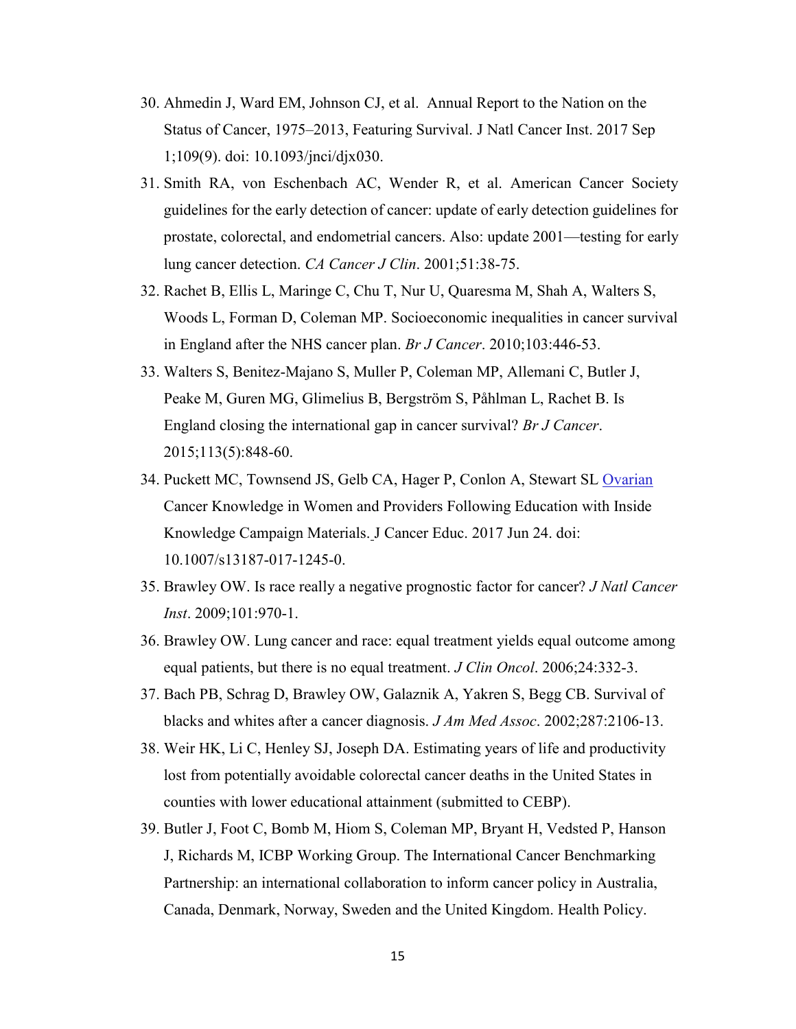30. Ahmedin J, Ward EM, Johnson CJ, et al. Annual Report to the Nation on the Status of Cancer, 1975–2013, Featuring Survival. J Natl Cancer Inst. 2017 Sep 1;109(9). doi: 10.1093/jnci/djx030.
31. Smith RA, von Eschenbach AC, Wender R, et al. American Cancer Society guidelines for the early detection of cancer: update of early detection guidelines for prostate, colorectal, and endometrial cancers. Also: update 2001—testing for early lung cancer detection. *CA Cancer J Clin*. 2001;51:38-75.
32. Rachet B, Ellis L, Maringe C, Chu T, Nur U, Quaresma M, Shah A, Walters S, Woods L, Forman D, Coleman MP. Socioeconomic inequalities in cancer survival in England after the NHS cancer plan. *Br J Cancer*. 2010;103:446-53.
33. Walters S, Benitez-Majano S, Muller P, Coleman MP, Allemani C, Butler J, Peake M, Guren MG, Glimelius B, Bergström S, Påhlman L, Rachet B. Is England closing the international gap in cancer survival? *Br J Cancer*. 2015;113(5):848-60.
34. Puckett MC, Townsend JS, Gelb CA, Hager P, Conlon A, Stewart SL Ovarian Cancer Knowledge in Women and Providers Following Education with Inside Knowledge Campaign Materials. J Cancer Educ. 2017 Jun 24. doi: 10.1007/s13187-017-1245-0.
35. Brawley OW. Is race really a negative prognostic factor for cancer? *J Natl Cancer Inst*. 2009;101:970-1.
36. Brawley OW. Lung cancer and race: equal treatment yields equal outcome among equal patients, but there is no equal treatment. *J Clin Oncol*. 2006;24:332-3.
37. Bach PB, Schrag D, Brawley OW, Galaznik A, Yakren S, Begg CB. Survival of blacks and whites after a cancer diagnosis. *J Am Med Assoc*. 2002;287:2106-13.
38. Weir HK, Li C, Henley SJ, Joseph DA. Estimating years of life and productivity lost from potentially avoidable colorectal cancer deaths in the United States in counties with lower educational attainment (submitted to CEBP).
39. Butler J, Foot C, Bomb M, Hiom S, Coleman MP, Bryant H, Vedsted P, Hanson J, Richards M, ICBP Working Group. The International Cancer Benchmarking Partnership: an international collaboration to inform cancer policy in Australia, Canada, Denmark, Norway, Sweden and the United Kingdom. Health Policy.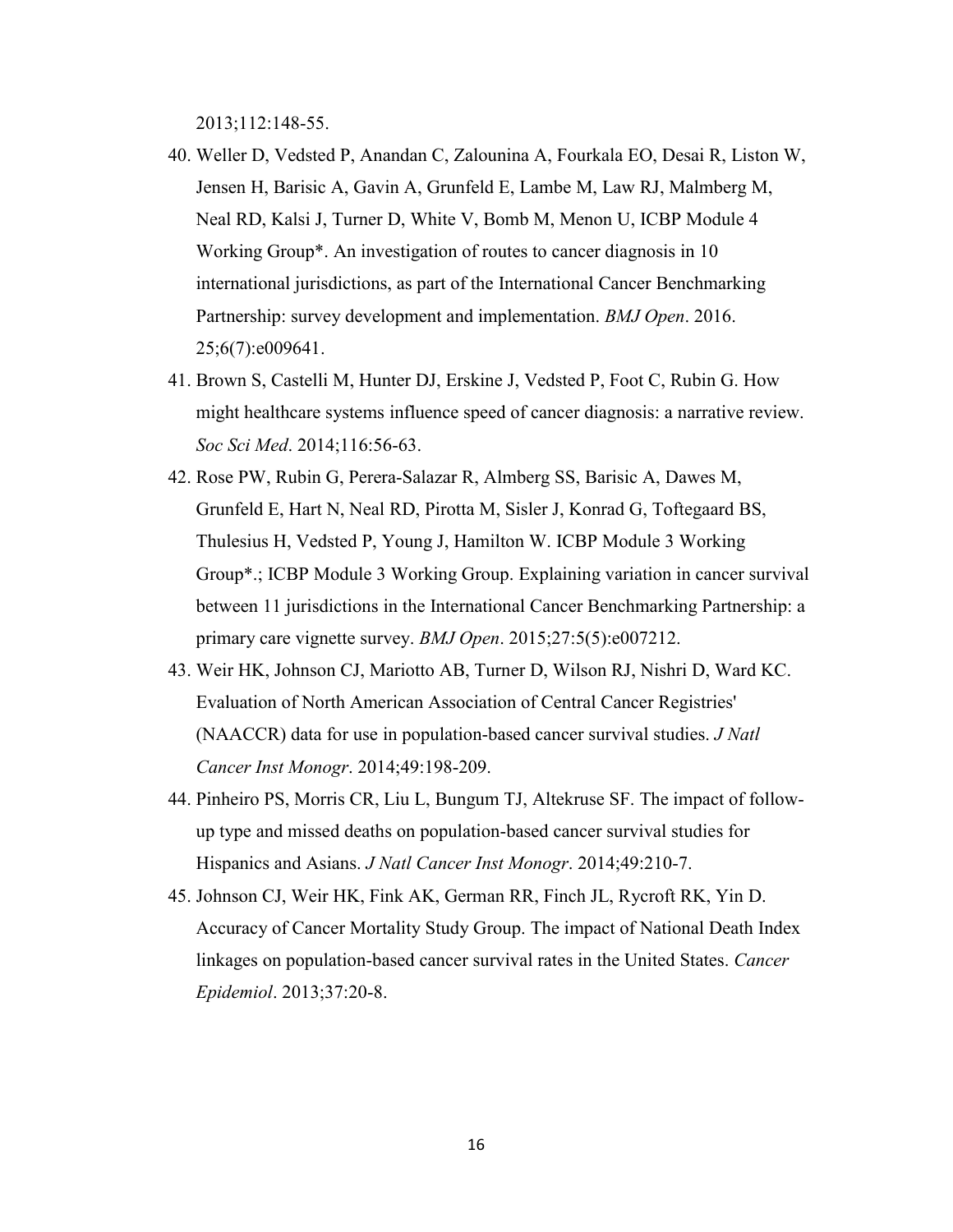2013;112:148-55.

40. Weller D, Vedsted P, Anandan C, Zalounina A, Fourkala EO, Desai R, Liston W, Jensen H, Barisic A, Gavin A, Grunfeld E, Lambe M, Law RJ, Malmberg M, Neal RD, Kalsi J, Turner D, White V, Bomb M, Menon U, ICBP Module 4 Working Group*. An investigation of routes to cancer diagnosis in 10 international jurisdictions, as part of the International Cancer Benchmarking Partnership: survey development and implementation. *BMJ Open*. 2016. 25;6(7):e009641.
41. Brown S, Castelli M, Hunter DJ, Erskine J, Vedsted P, Foot C, Rubin G. How might healthcare systems influence speed of cancer diagnosis: a narrative review. *Soc Sci Med*. 2014;116:56-63.
42. Rose PW, Rubin G, Perera-Salazar R, Almberg SS, Barisic A, Dawes M, Grunfeld E, Hart N, Neal RD, Pirotta M, Sisler J, Konrad G, Toftegaard BS, Thulesius H, Vedsted P, Young J, Hamilton W. ICBP Module 3 Working Group*.; ICBP Module 3 Working Group. Explaining variation in cancer survival between 11 jurisdictions in the International Cancer Benchmarking Partnership: a primary care vignette survey. *BMJ Open*. 2015;27:5(5):e007212.
43. Weir HK, Johnson CJ, Mariotto AB, Turner D, Wilson RJ, Nishri D, Ward KC. Evaluation of North American Association of Central Cancer Registries' (NAACCR) data for use in population-based cancer survival studies. *J Natl Cancer Inst Monogr*. 2014;49:198-209.
44. Pinheiro PS, Morris CR, Liu L, Bungum TJ, Altekruse SF. The impact of follow-up type and missed deaths on population-based cancer survival studies for Hispanics and Asians. *J Natl Cancer Inst Monogr*. 2014;49:210-7.
45. Johnson CJ, Weir HK, Fink AK, German RR, Finch JL, Rycroft RK, Yin D. Accuracy of Cancer Mortality Study Group. The impact of National Death Index linkages on population-based cancer survival rates in the United States. *Cancer Epidemiol*. 2013;37:20-8.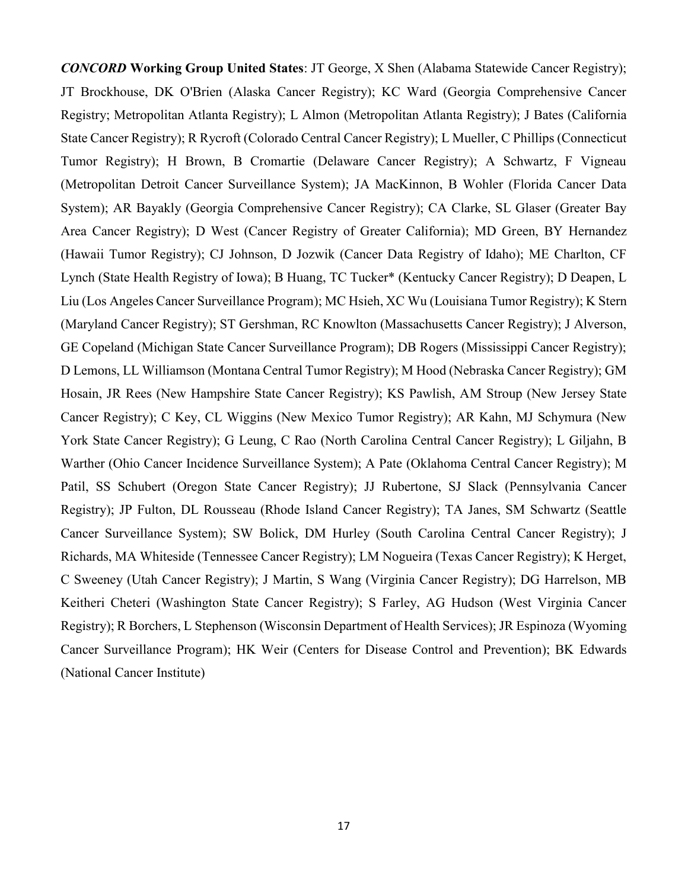***CONCORD*** **Working Group United States**: JT George, X Shen (Alabama Statewide Cancer Registry); JT Brockhouse, DK O'Brien (Alaska Cancer Registry); KC Ward (Georgia Comprehensive Cancer Registry; Metropolitan Atlanta Registry); L Almon (Metropolitan Atlanta Registry); J Bates (California State Cancer Registry); R Rycroft (Colorado Central Cancer Registry); L Mueller, C Phillips (Connecticut Tumor Registry); H Brown, B Cromartie (Delaware Cancer Registry); A Schwartz, F Vigneau (Metropolitan Detroit Cancer Surveillance System); JA MacKinnon, B Wohler (Florida Cancer Data System); AR Bayakly (Georgia Comprehensive Cancer Registry); CA Clarke, SL Glaser (Greater Bay Area Cancer Registry); D West (Cancer Registry of Greater California); MD Green, BY Hernandez (Hawaii Tumor Registry); CJ Johnson, D Jozwik (Cancer Data Registry of Idaho); ME Charlton, CF Lynch (State Health Registry of Iowa); B Huang, TC Tucker* (Kentucky Cancer Registry); D Deapen, L Liu (Los Angeles Cancer Surveillance Program); MC Hsieh, XC Wu (Louisiana Tumor Registry); K Stern (Maryland Cancer Registry); ST Gershman, RC Knowlton (Massachusetts Cancer Registry); J Alverson, GE Copeland (Michigan State Cancer Surveillance Program); DB Rogers (Mississippi Cancer Registry); D Lemons, LL Williamson (Montana Central Tumor Registry); M Hood (Nebraska Cancer Registry); GM Hosain, JR Rees (New Hampshire State Cancer Registry); KS Pawlish, AM Stroup (New Jersey State Cancer Registry); C Key, CL Wiggins (New Mexico Tumor Registry); AR Kahn, MJ Schymura (New York State Cancer Registry); G Leung, C Rao (North Carolina Central Cancer Registry); L Giljahn, B Warther (Ohio Cancer Incidence Surveillance System); A Pate (Oklahoma Central Cancer Registry); M Patil, SS Schubert (Oregon State Cancer Registry); JJ Rubertone, SJ Slack (Pennsylvania Cancer Registry); JP Fulton, DL Rousseau (Rhode Island Cancer Registry); TA Janes, SM Schwartz (Seattle Cancer Surveillance System); SW Bolick, DM Hurley (South Carolina Central Cancer Registry); J Richards, MA Whiteside (Tennessee Cancer Registry); LM Nogueira (Texas Cancer Registry); K Herget, C Sweeney (Utah Cancer Registry); J Martin, S Wang (Virginia Cancer Registry); DG Harrelson, MB Keitheri Cheteri (Washington State Cancer Registry); S Farley, AG Hudson (West Virginia Cancer Registry); R Borchers, L Stephenson (Wisconsin Department of Health Services); JR Espinoza (Wyoming Cancer Surveillance Program); HK Weir (Centers for Disease Control and Prevention); BK Edwards (National Cancer Institute)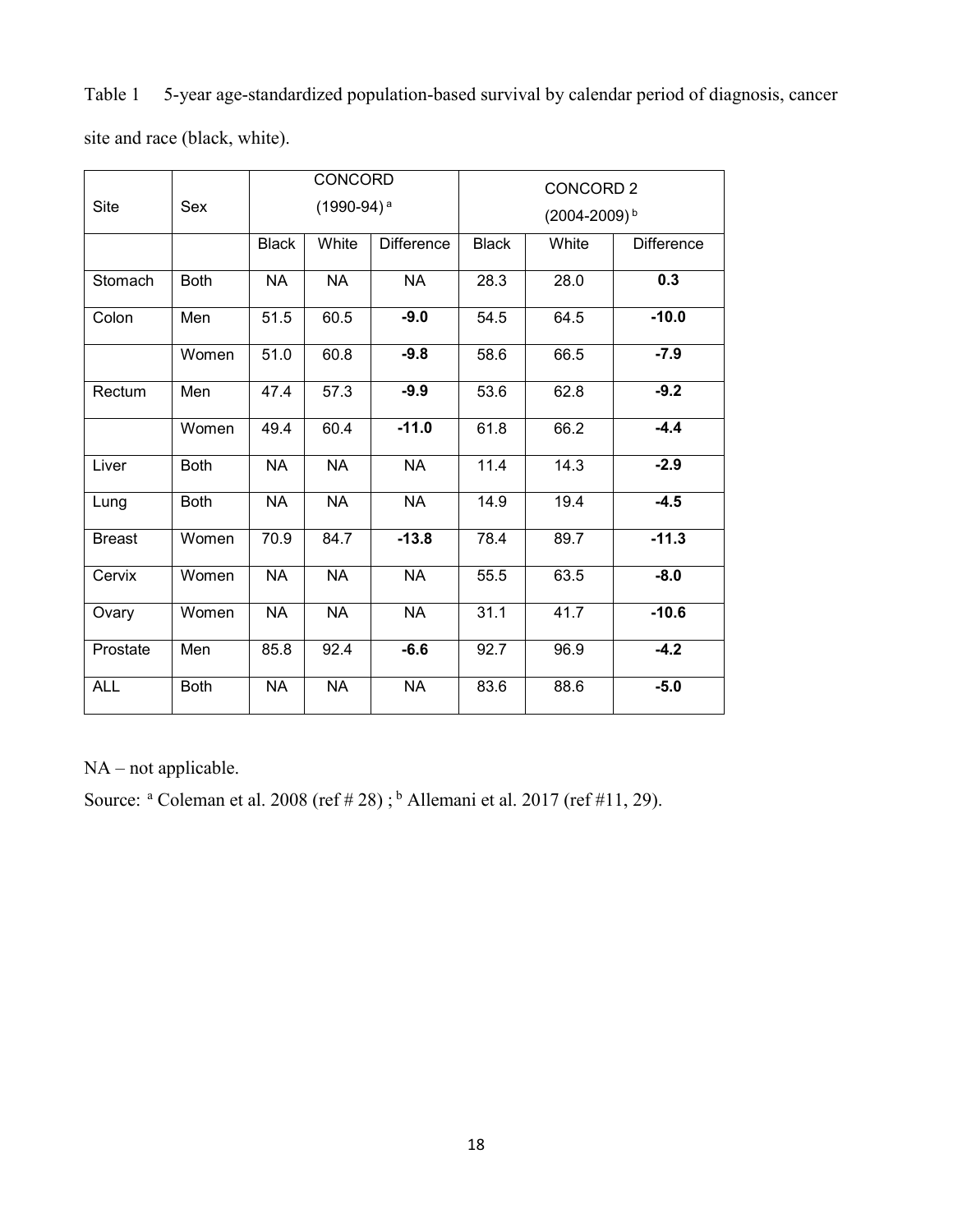Table 1 5-year age-standardized population-based survival by calendar period of diagnosis, cancer site and race (black, white).

| Site | Sex | CONCORD (1990-94) [a] | | | CONCORD 2 (2004-2009) [b] | | |
|---|---|---|---|---|---|---|---|
| | | Black | White | Difference | Black | White | Difference |
| Stomach | Both | NA | NA | NA | 28.3 | 28.0 | **0.3** |
| Colon | Men | 51.5 | 60.5 | **-9.0** | 54.5 | 64.5 | **-10.0** |
| | Women | 51.0 | 60.8 | **-9.8** | 58.6 | 66.5 | **-7.9** |
| Rectum | Men | 47.4 | 57.3 | **-9.9** | 53.6 | 62.8 | **-9.2** |
| | Women | 49.4 | 60.4 | **-11.0** | 61.8 | 66.2 | **-4.4** |
| Liver | Both | NA | NA | NA | 11.4 | 14.3 | **-2.9** |
| Lung | Both | NA | NA | NA | 14.9 | 19.4 | **-4.5** |
| Breast | Women | 70.9 | 84.7 | **-13.8** | 78.4 | 89.7 | **-11.3** |
| Cervix | Women | NA | NA | NA | 55.5 | 63.5 | **-8.0** |
| Ovary | Women | NA | NA | NA | 31.1 | 41.7 | **-10.6** |
| Prostate | Men | 85.8 | 92.4 | **-6.6** | 92.7 | 96.9 | **-4.2** |
| ALL | Both | NA | NA | NA | 83.6 | 88.6 | **-5.0** |

NA – not applicable.

Source: [a] Coleman et al. 2008 (ref # 28) ; [b] Allemani et al. 2017 (ref #11, 29).